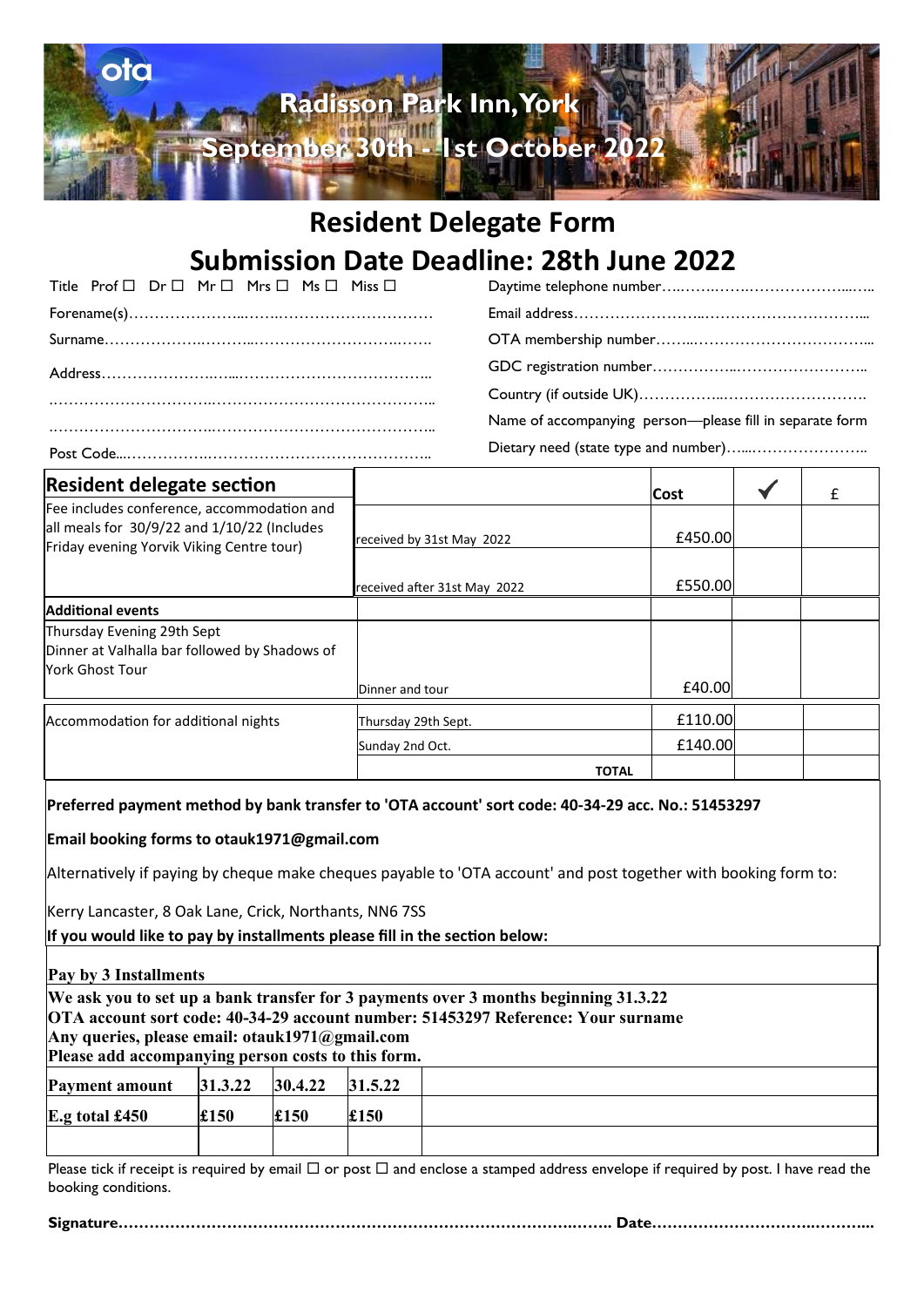ota

# Radisson Park Inn, York

## September 30th - 1st October 2022

# Resident Delegate Form

# Submission Date Deadline: 28th June 2022

Title Prof ☐ Dr ☐ Mr ☐ Mrs ☐ Ms ☐ Miss ☐

Forename(s)…………………..…….………………………

Surname………………..………..…………………….…….

Address……………………..…...……………………………..

……………………………..…………………………………..

……………………………..…………………………………..

Post Code...……………..……………………………………..

Daytime telephone number…..……..……..………………...…..

Email address……………………..…………………………...

OTA membership number……...……………………………...

GDC registration number……………...……………………..

Country (if outside UK)……………...……………………….

Name of accompanying person—please fill in separate form

Dietary need (state type and number)…....…………………..

| **Resident delegate section** | | **Cost** | ✓ | £ |
|---|---|---|---|---|
| Fee includes conference, accommodation and all meals for 30/9/22 and 1/10/22 (Includes Friday evening Yorvik Viking Centre tour) | received by 31st May 2022 | £450.00 | | |
| | received after 31st May 2022 | £550.00 | | |
| **Additional events** | | | | |
| Thursday Evening 29th Sept Dinner at Valhalla bar followed by Shadows of York Ghost Tour | Dinner and tour | £40.00 | | |
| Accommodation for additional nights | Thursday 29th Sept. | £110.00 | | |
| | Sunday 2nd Oct. | £140.00 | | |
| | **TOTAL** | | | |

**Preferred payment method by bank transfer to 'OTA account' sort code: 40-34-29 acc. No.: 51453297**

**Email booking forms to otauk1971@gmail.com**

Alternatively if paying by cheque make cheques payable to 'OTA account' and post together with booking form to:

Kerry Lancaster, 8 Oak Lane, Crick, Northants, NN6 7SS

**If you would like to pay by installments please fill in the section below:**

**Pay by 3 Installments**

**We ask you to set up a bank transfer for 3 payments over 3 months beginning 31.3.22**
**OTA account sort code: 40-34-29 account number: 51453297 Reference: Your surname**
**Any queries, please email: otauk1971@gmail.com**
**Please add accompanying person costs to this form.**

| **Payment amount** | **31.3.22** | **30.4.22** | **31.5.22** | |
|---|---|---|---|---|
| **E.g total £450** | **£150** | **£150** | **£150** | |
| | | | | |

Please tick if receipt is required by email ☐ or post ☐ and enclose a stamped address envelope if required by post. I have read the booking conditions.

**Signature……………………………………………………………………………….. Date……………………….………...**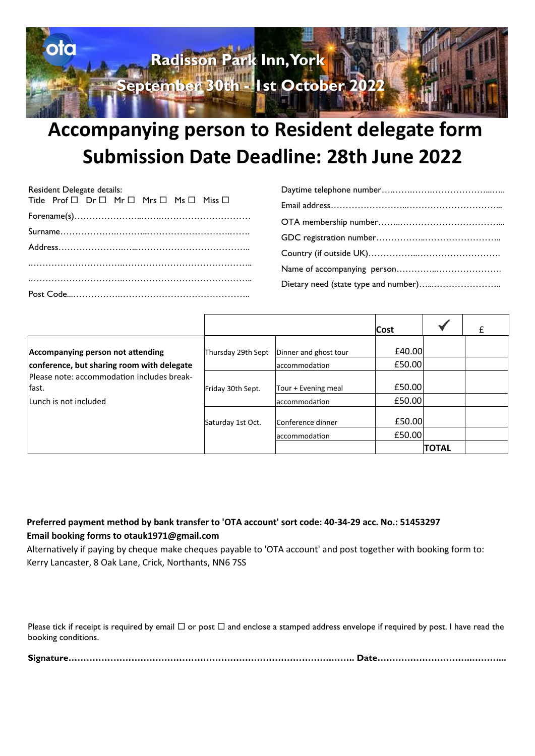ota

Radisson Park Inn, York

September 30th - 1st October 2022

# Accompanying person to Resident delegate form

# Submission Date Deadline: 28th June 2022

Resident Delegate details:

Title Prof ☐ Dr ☐ Mr ☐ Mrs ☐ Ms ☐ Miss ☐

Forename(s)……………………………………………………………

Surname……………………………………………………………

Address……………………………………………………………

……………………………………………………………………

……………………………………………………………………

Post Code……………………………………………………………

Daytime telephone number……………………………………………

Email address……………………………………………………………

OTA membership number……………………………………………

GDC registration number……………………………………………

Country (if outside UK)……………………………………………

Name of accompanying person……………………………………

Dietary need (state type and number)……………………………

| | | | Cost | ✔ | £ |
|---|---|---|---|---|---|
| **Accompanying person not attending conference, but sharing room with delegate**<br>Please note: accommodation includes breakfast.<br>Lunch is not included | Thursday 29th Sept | Dinner and ghost tour | £40.00 | | |
| | | accommodation | £50.00 | | |
| | Friday 30th Sept. | Tour + Evening meal | £50.00 | | |
| | | accommodation | £50.00 | | |
| | Saturday 1st Oct. | Conference dinner | £50.00 | | |
| | | accommodation | £50.00 | | |
| | | | | **TOTAL** | |

**Preferred payment method by bank transfer to 'OTA account' sort code: 40-34-29 acc. No.: 51453297**
**Email booking forms to otauk1971@gmail.com**

Alternatively if paying by cheque make cheques payable to 'OTA account' and post together with booking form to: Kerry Lancaster, 8 Oak Lane, Crick, Northants, NN6 7SS

Please tick if receipt is required by email ☐ or post ☐ and enclose a stamped address envelope if required by post. I have read the booking conditions.

**Signature…………………………………………………………………… Date……………………………………**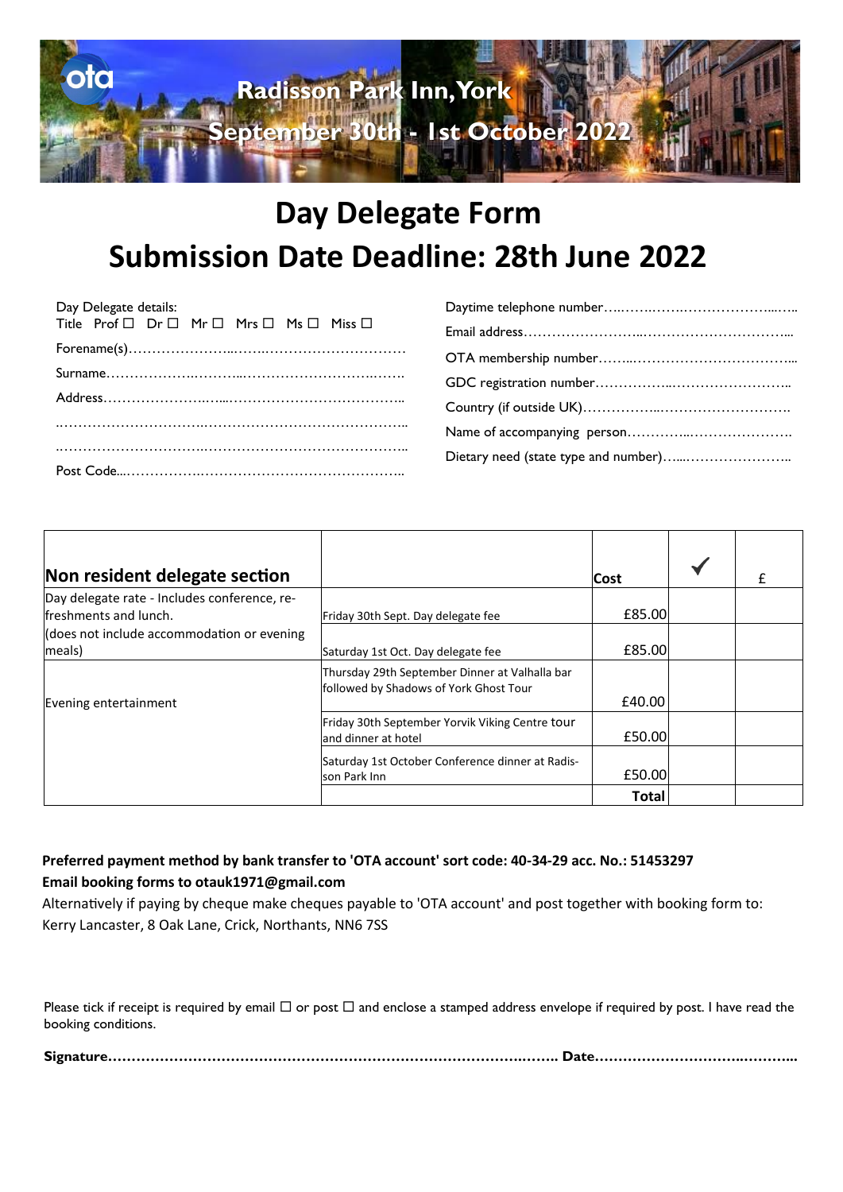Radisson Park Inn, York

September 30th - 1st October 2022

# Day Delegate Form

# Submission Date Deadline: 28th June 2022

Day Delegate details:

Title Prof ☐ Dr ☐ Mr ☐ Mrs ☐ Ms ☐ Miss ☐

Forename(s)……………………………………………………………

Surname…………………………………………………………………

Address…………………………………………………………………

…………………………………………………………………………

…………………………………………………………………………

Post Code………………………………………………………………

Daytime telephone number……………………………………………

Email address…………………………………………………………

OTA membership number………………………………………………

GDC registration number………………………………………………

Country (if outside UK)………………………………………………

Name of accompanying person…………………………………………

Dietary need (state type and number)………………………………

| **Non resident delegate section** | | **Cost** | ✓ | £ |
|---|---|---|---|---|
| Day delegate rate - Includes conference, refreshments and lunch. (does not include accommodation or evening meals) | Friday 30th Sept. Day delegate fee | £85.00 | | |
| | Saturday 1st Oct. Day delegate fee | £85.00 | | |
| Evening entertainment | Thursday 29th September Dinner at Valhalla bar followed by Shadows of York Ghost Tour | £40.00 | | |
| | Friday 30th September Yorvik Viking Centre tour and dinner at hotel | £50.00 | | |
| | Saturday 1st October Conference dinner at Radisson Park Inn | £50.00 | | |
| | | **Total** | | |

**Preferred payment method by bank transfer to 'OTA account' sort code: 40-34-29 acc. No.: 51453297**

**Email booking forms to otauk1971@gmail.com**

Alternatively if paying by cheque make cheques payable to 'OTA account' and post together with booking form to: Kerry Lancaster, 8 Oak Lane, Crick, Northants, NN6 7SS

Please tick if receipt is required by email ☐ or post ☐ and enclose a stamped address envelope if required by post. I have read the booking conditions.

**Signature…………………………………………………………………………………. Date……………………………………**